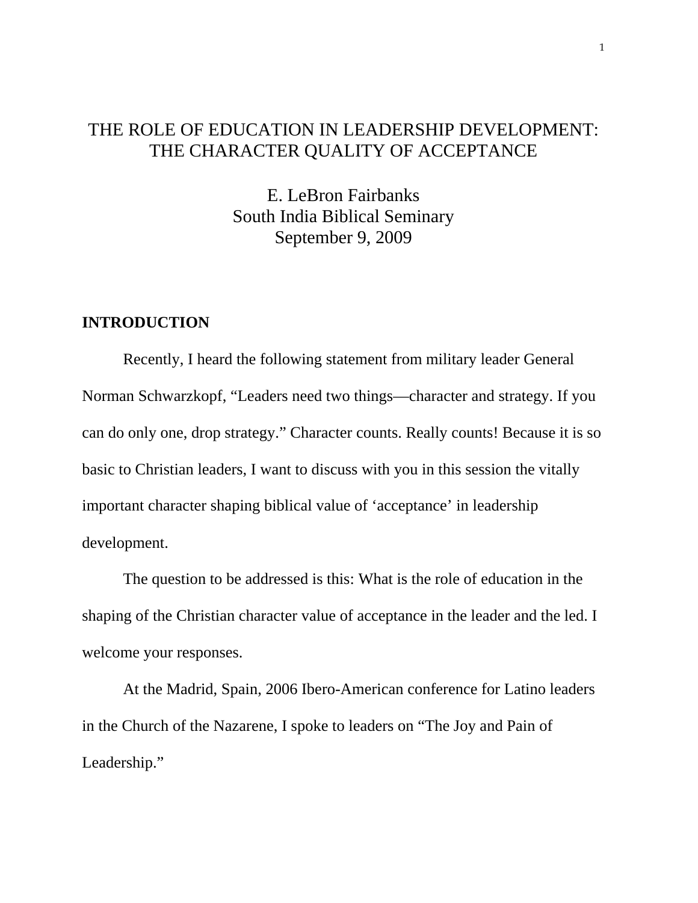# THE ROLE OF EDUCATION IN LEADERSHIP DEVELOPMENT: THE CHARACTER QUALITY OF ACCEPTANCE

E. LeBron Fairbanks
South India Biblical Seminary
September 9, 2009

## INTRODUCTION

Recently, I heard the following statement from military leader General Norman Schwarzkopf, "Leaders need two things—character and strategy. If you can do only one, drop strategy." Character counts. Really counts! Because it is so basic to Christian leaders, I want to discuss with you in this session the vitally important character shaping biblical value of 'acceptance' in leadership development.

The question to be addressed is this: What is the role of education in the shaping of the Christian character value of acceptance in the leader and the led. I welcome your responses.

At the Madrid, Spain, 2006 Ibero-American conference for Latino leaders in the Church of the Nazarene, I spoke to leaders on "The Joy and Pain of Leadership."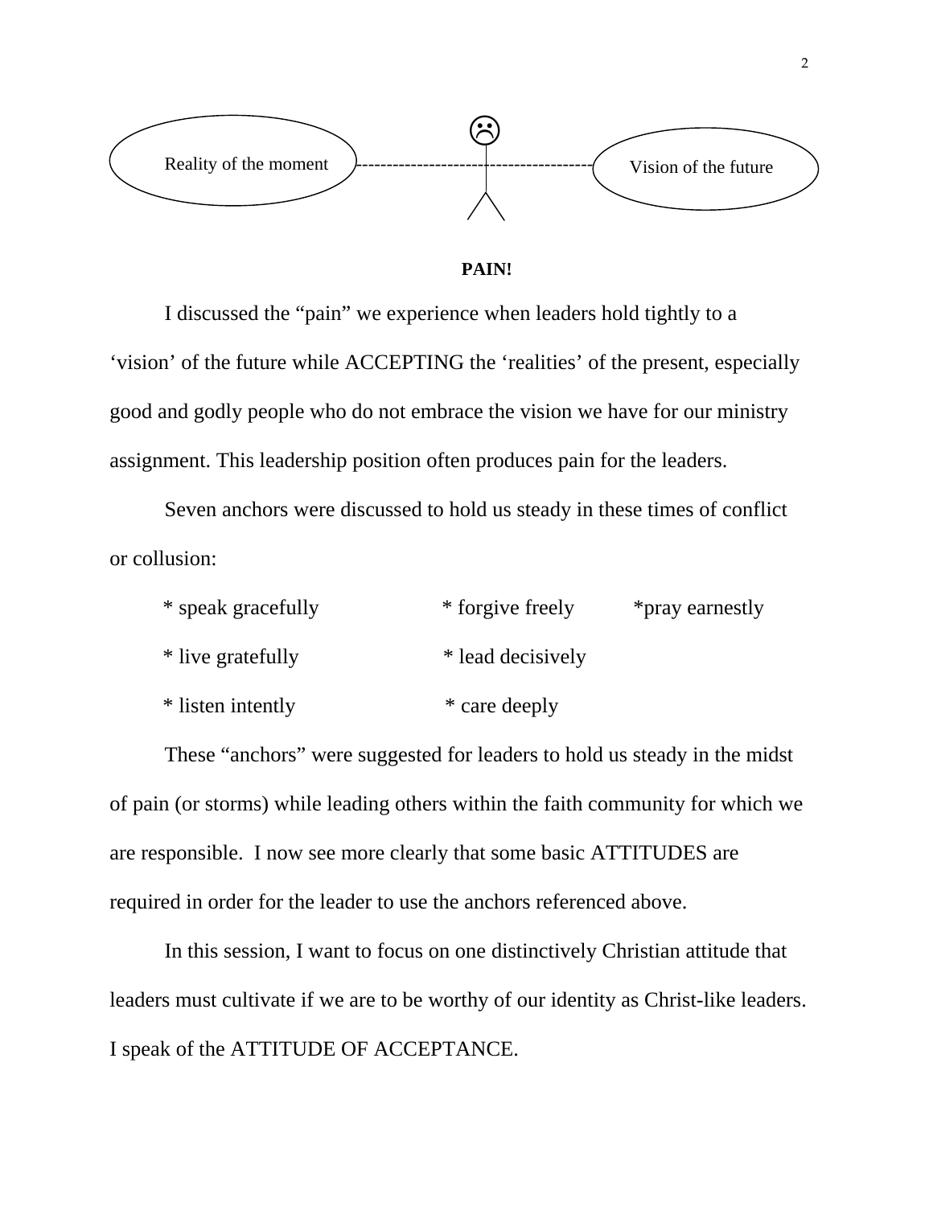Reality of the moment ---------------------------------------- Vision of the future

**PAIN!**

I discussed the "pain" we experience when leaders hold tightly to a 'vision' of the future while ACCEPTING the 'realities' of the present, especially good and godly people who do not embrace the vision we have for our ministry assignment. This leadership position often produces pain for the leaders.

Seven anchors were discussed to hold us steady in these times of conflict or collusion:

* speak gracefully * forgive freely *pray earnestly
* live gratefully * lead decisively
* listen intently * care deeply

These "anchors" were suggested for leaders to hold us steady in the midst of pain (or storms) while leading others within the faith community for which we are responsible. I now see more clearly that some basic ATTITUDES are required in order for the leader to use the anchors referenced above.

In this session, I want to focus on one distinctively Christian attitude that leaders must cultivate if we are to be worthy of our identity as Christ-like leaders. I speak of the ATTITUDE OF ACCEPTANCE.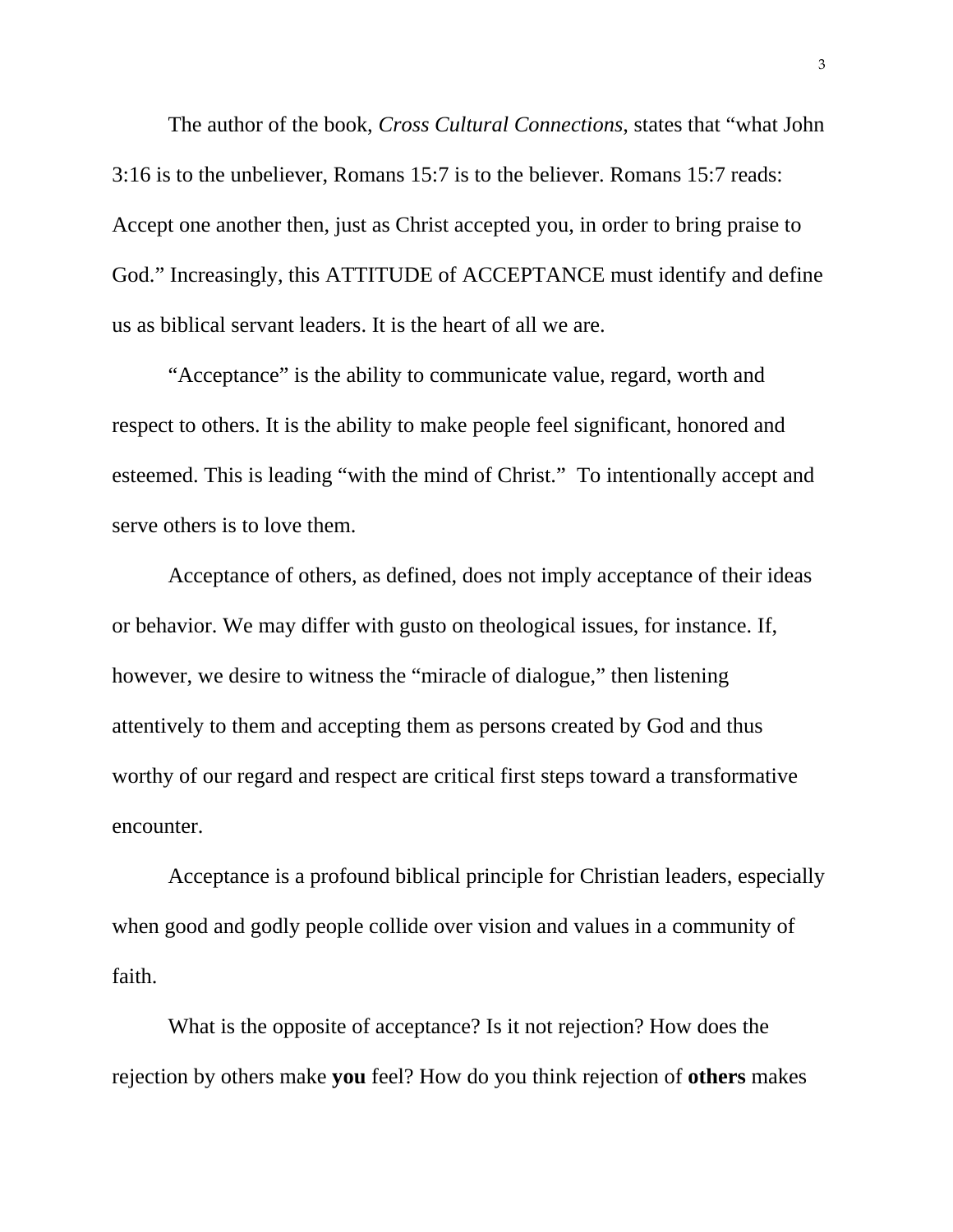The author of the book, *Cross Cultural Connections*, states that "what John 3:16 is to the unbeliever, Romans 15:7 is to the believer. Romans 15:7 reads: Accept one another then, just as Christ accepted you, in order to bring praise to God." Increasingly, this ATTITUDE of ACCEPTANCE must identify and define us as biblical servant leaders. It is the heart of all we are.

"Acceptance" is the ability to communicate value, regard, worth and respect to others. It is the ability to make people feel significant, honored and esteemed. This is leading "with the mind of Christ." To intentionally accept and serve others is to love them.

Acceptance of others, as defined, does not imply acceptance of their ideas or behavior. We may differ with gusto on theological issues, for instance. If, however, we desire to witness the "miracle of dialogue," then listening attentively to them and accepting them as persons created by God and thus worthy of our regard and respect are critical first steps toward a transformative encounter.

Acceptance is a profound biblical principle for Christian leaders, especially when good and godly people collide over vision and values in a community of faith.

What is the opposite of acceptance? Is it not rejection? How does the rejection by others make **you** feel? How do you think rejection of **others** makes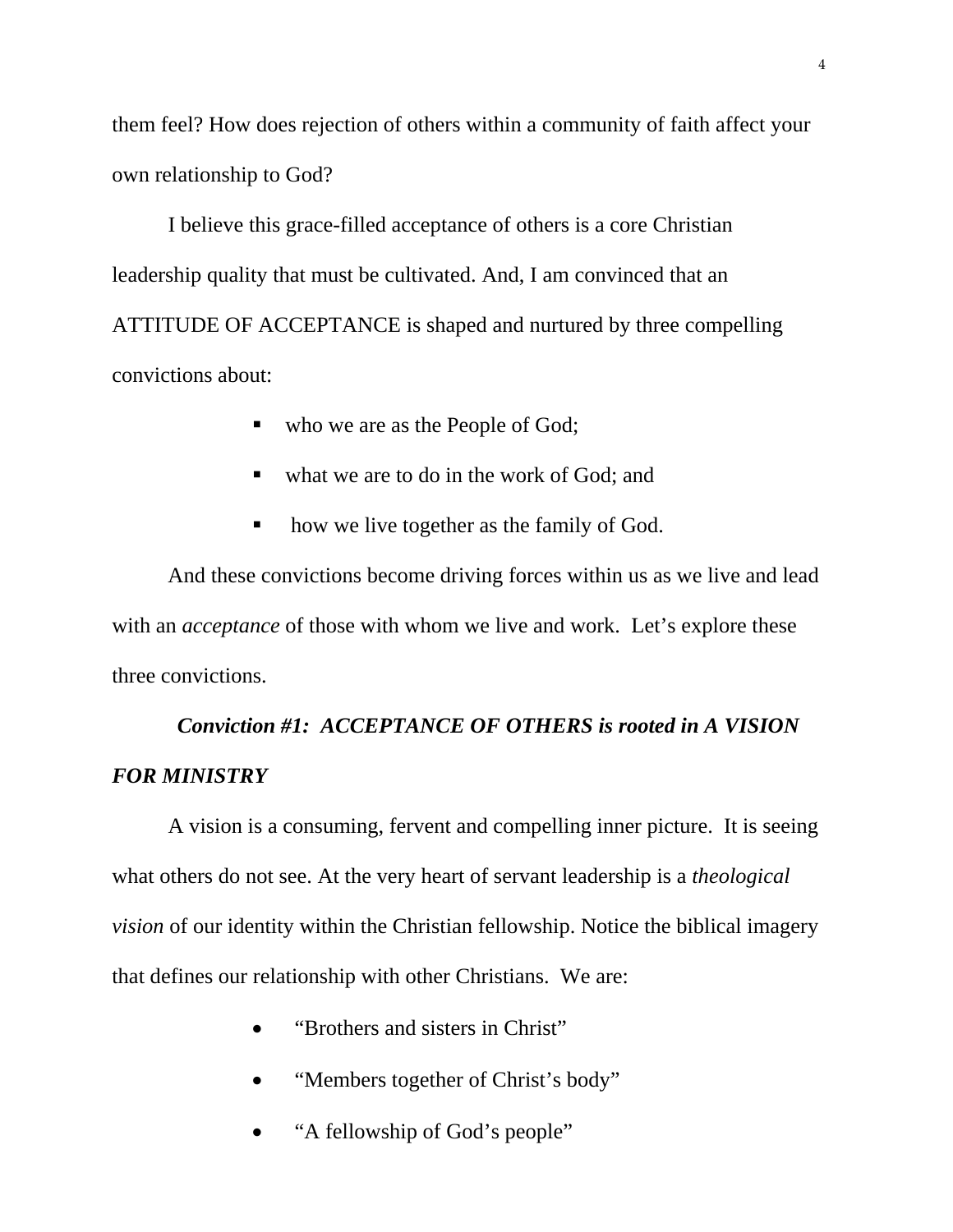them feel? How does rejection of others within a community of faith affect your own relationship to God?

I believe this grace-filled acceptance of others is a core Christian leadership quality that must be cultivated. And, I am convinced that an ATTITUDE OF ACCEPTANCE is shaped and nurtured by three compelling convictions about:

- who we are as the People of God;
- what we are to do in the work of God; and
- how we live together as the family of God.

And these convictions become driving forces within us as we live and lead with an *acceptance* of those with whom we live and work. Let's explore these three convictions.

***Conviction #1: ACCEPTANCE OF OTHERS is rooted in A VISION FOR MINISTRY***

A vision is a consuming, fervent and compelling inner picture. It is seeing what others do not see. At the very heart of servant leadership is a *theological vision* of our identity within the Christian fellowship. Notice the biblical imagery that defines our relationship with other Christians. We are:

- "Brothers and sisters in Christ"
- "Members together of Christ's body"
- "A fellowship of God's people"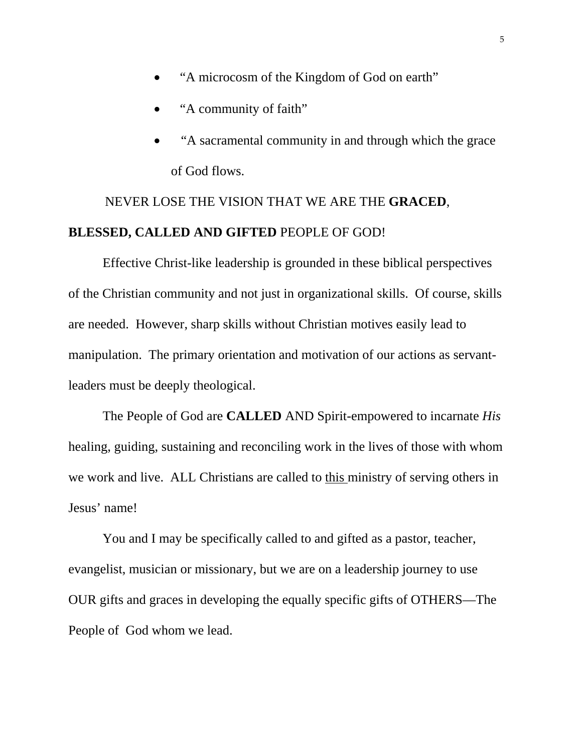- "A microcosm of the Kingdom of God on earth"
- "A community of faith"
- "A sacramental community in and through which the grace of God flows.

NEVER LOSE THE VISION THAT WE ARE THE **GRACED**, **BLESSED, CALLED AND GIFTED** PEOPLE OF GOD!

Effective Christ-like leadership is grounded in these biblical perspectives of the Christian community and not just in organizational skills. Of course, skills are needed. However, sharp skills without Christian motives easily lead to manipulation. The primary orientation and motivation of our actions as servant-leaders must be deeply theological.

The People of God are **CALLED** AND Spirit-empowered to incarnate *His* healing, guiding, sustaining and reconciling work in the lives of those with whom we work and live. ALL Christians are called to <u>this</u> ministry of serving others in Jesus' name!

You and I may be specifically called to and gifted as a pastor, teacher, evangelist, musician or missionary, but we are on a leadership journey to use OUR gifts and graces in developing the equally specific gifts of OTHERS—The People of God whom we lead.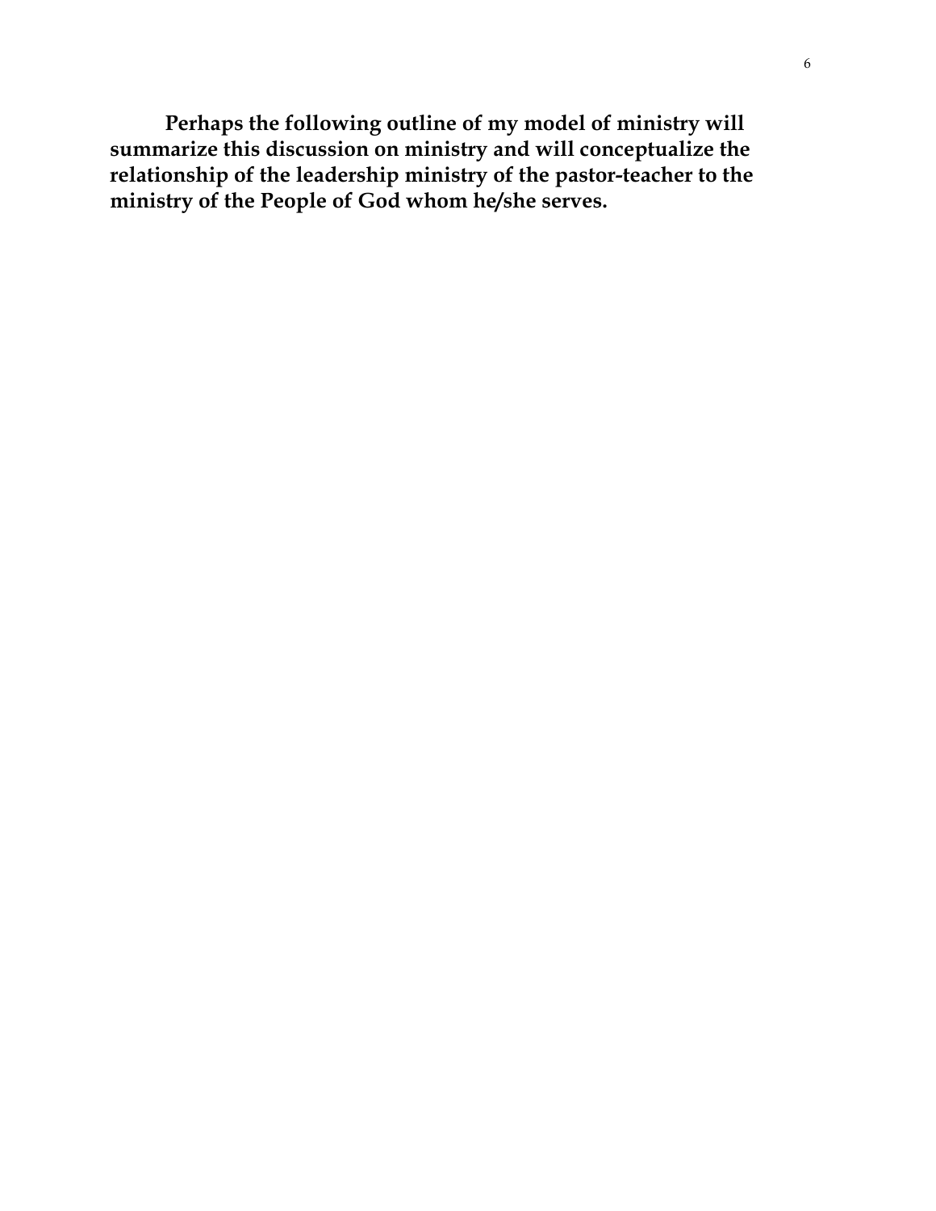**Perhaps the following outline of my model of ministry will summarize this discussion on ministry and will conceptualize the relationship of the leadership ministry of the pastor-teacher to the ministry of the People of God whom he/she serves.**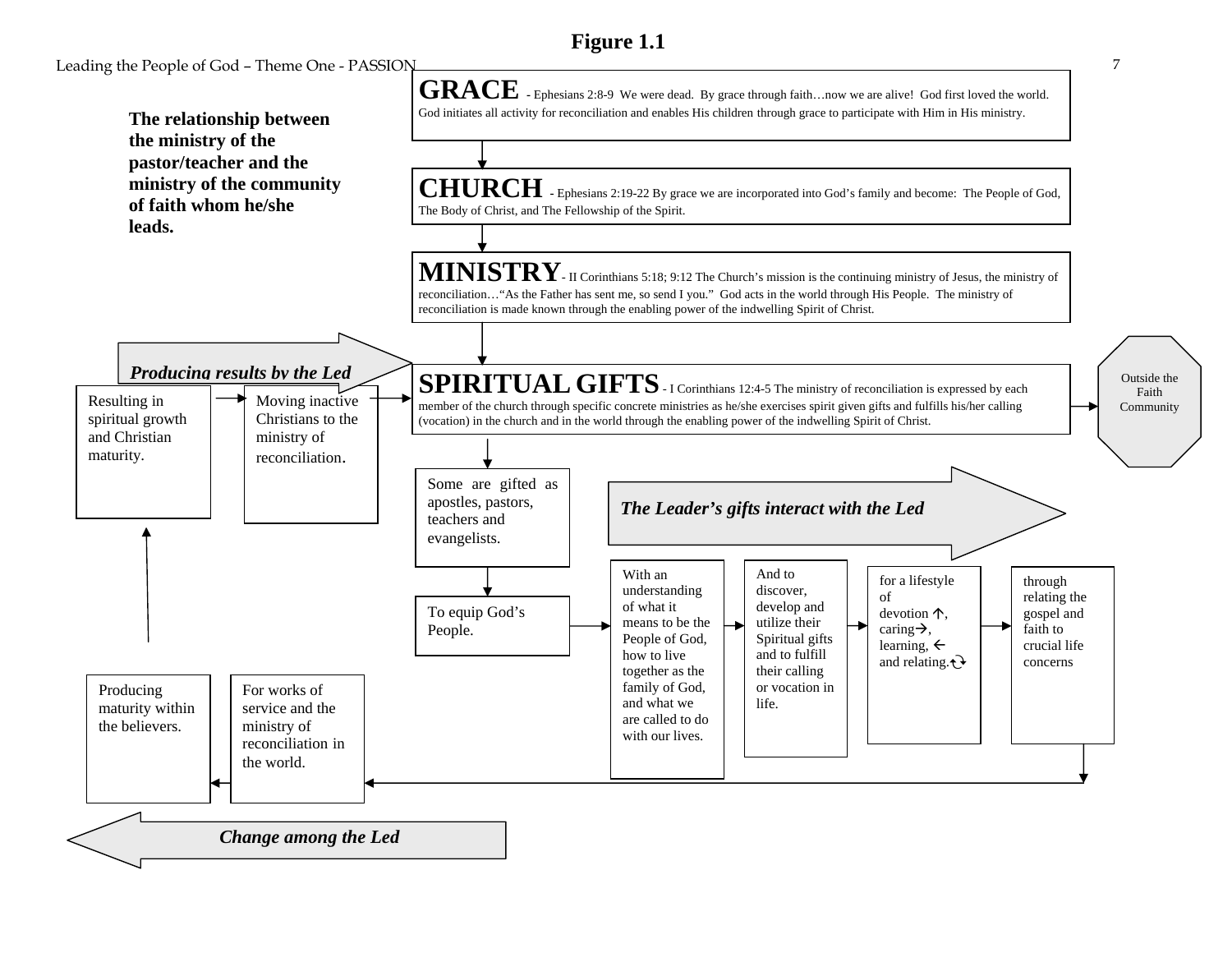# Figure 1.1

**The relationship between the ministry of the pastor/teacher and the ministry of the community of faith whom he/she leads.**

**GRACE** - Ephesians 2:8-9 We were dead. By grace through faith…now we are alive! God first loved the world. God initiates all activity for reconciliation and enables His children through grace to participate with Him in His ministry.

↓

**CHURCH** - Ephesians 2:19-22 By grace we are incorporated into God's family and become: The People of God, The Body of Christ, and The Fellowship of the Spirit.

↓

**MINISTRY** - II Corinthians 5:18; 9:12 The Church's mission is the continuing ministry of Jesus, the ministry of reconciliation…"As the Father has sent me, so send I you." God acts in the world through His People. The ministry of reconciliation is made known through the enabling power of the indwelling Spirit of Christ.

↓

**SPIRITUAL GIFTS** - I Corinthians 12:4-5 The ministry of reconciliation is expressed by each member of the church through specific concrete ministries as he/she exercises spirit given gifts and fulfills his/her calling (vocation) in the church and in the world through the enabling power of the indwelling Spirit of Christ. → Outside the Faith Community

↓

Some are gifted as apostles, pastors, teachers and evangelists.

↓

To equip God's People.

***The Leader's gifts interact with the Led***

To equip God's People. → With an understanding of what it means to be the People of God, how to live together as the family of God, and what we are called to do with our lives. → And to discover, develop and utilize their Spiritual gifts and to fulfill their calling or vocation in life. → for a lifestyle of devotion ↑, caring →, learning, ← and relating. → through relating the gospel and faith to crucial life concerns

↓

***Change among the Led***

For works of service and the ministry of reconciliation in the world. → Producing maturity within the believers.

↑

***Producing results by the Led***

Resulting in spiritual growth and Christian maturity. → Moving inactive Christians to the ministry of reconciliation. → SPIRITUAL GIFTS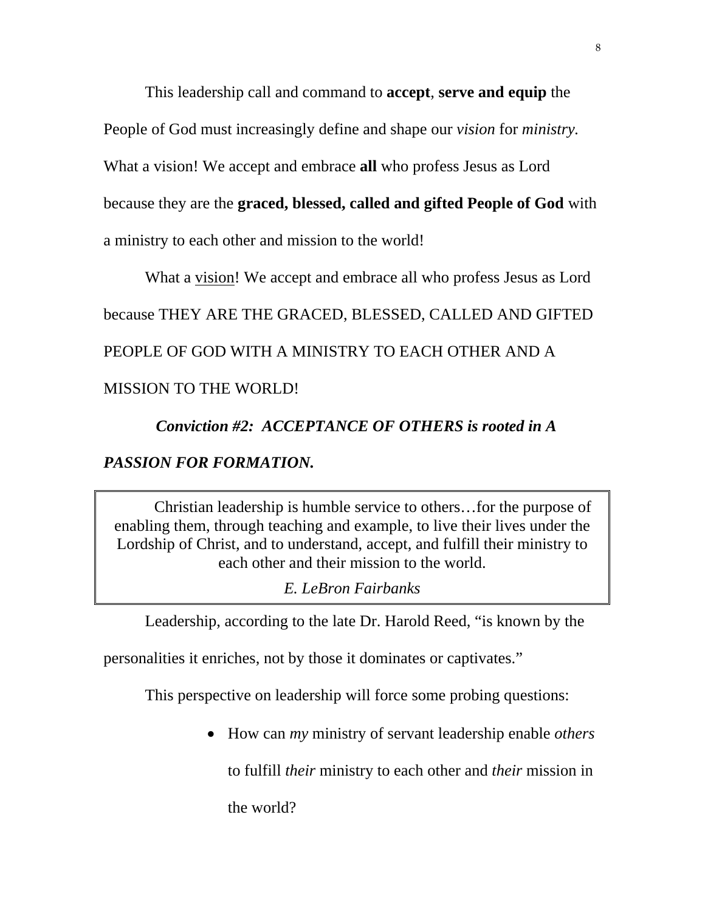This leadership call and command to **accept**, **serve and equip** the People of God must increasingly define and shape our *vision* for *ministry.* What a vision! We accept and embrace **all** who profess Jesus as Lord because they are the **graced, blessed, called and gifted People of God** with a ministry to each other and mission to the world!

What a vision! We accept and embrace all who profess Jesus as Lord because THEY ARE THE GRACED, BLESSED, CALLED AND GIFTED PEOPLE OF GOD WITH A MINISTRY TO EACH OTHER AND A MISSION TO THE WORLD!

***Conviction #2: ACCEPTANCE OF OTHERS is rooted in A PASSION FOR FORMATION.***

> Christian leadership is humble service to others…for the purpose of enabling them, through teaching and example, to live their lives under the Lordship of Christ, and to understand, accept, and fulfill their ministry to each other and their mission to the world.
>
> *E. LeBron Fairbanks*

Leadership, according to the late Dr. Harold Reed, "is known by the personalities it enriches, not by those it dominates or captivates."

This perspective on leadership will force some probing questions:

- How can *my* ministry of servant leadership enable *others* to fulfill *their* ministry to each other and *their* mission in the world?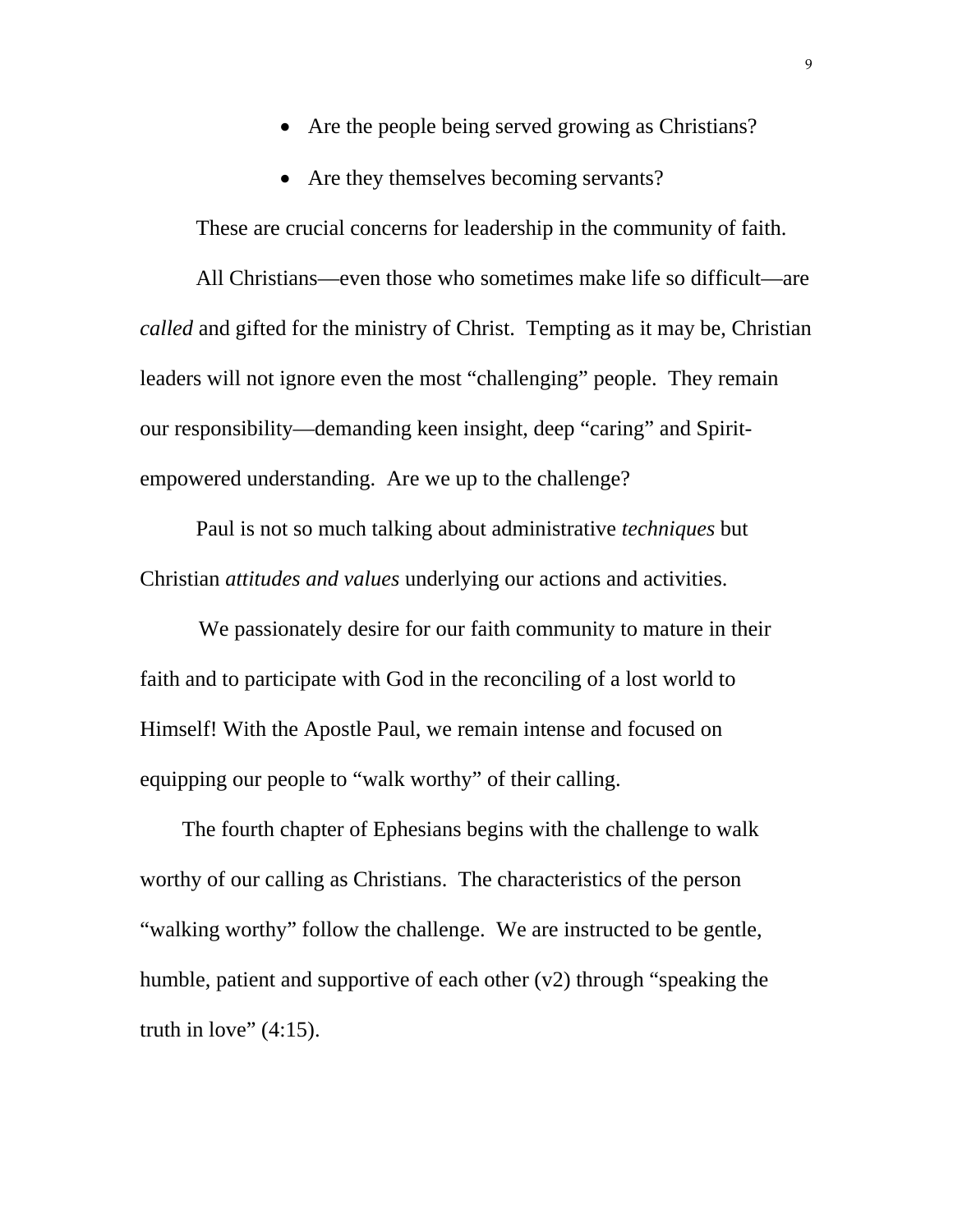- Are the people being served growing as Christians?
- Are they themselves becoming servants?

These are crucial concerns for leadership in the community of faith.

All Christians—even those who sometimes make life so difficult—are *called* and gifted for the ministry of Christ. Tempting as it may be, Christian leaders will not ignore even the most “challenging” people. They remain our responsibility—demanding keen insight, deep “caring” and Spirit-empowered understanding. Are we up to the challenge?

Paul is not so much talking about administrative *techniques* but Christian *attitudes and values* underlying our actions and activities.

We passionately desire for our faith community to mature in their faith and to participate with God in the reconciling of a lost world to Himself! With the Apostle Paul, we remain intense and focused on equipping our people to “walk worthy” of their calling.

The fourth chapter of Ephesians begins with the challenge to walk worthy of our calling as Christians. The characteristics of the person “walking worthy” follow the challenge. We are instructed to be gentle, humble, patient and supportive of each other (v2) through “speaking the truth in love” (4:15).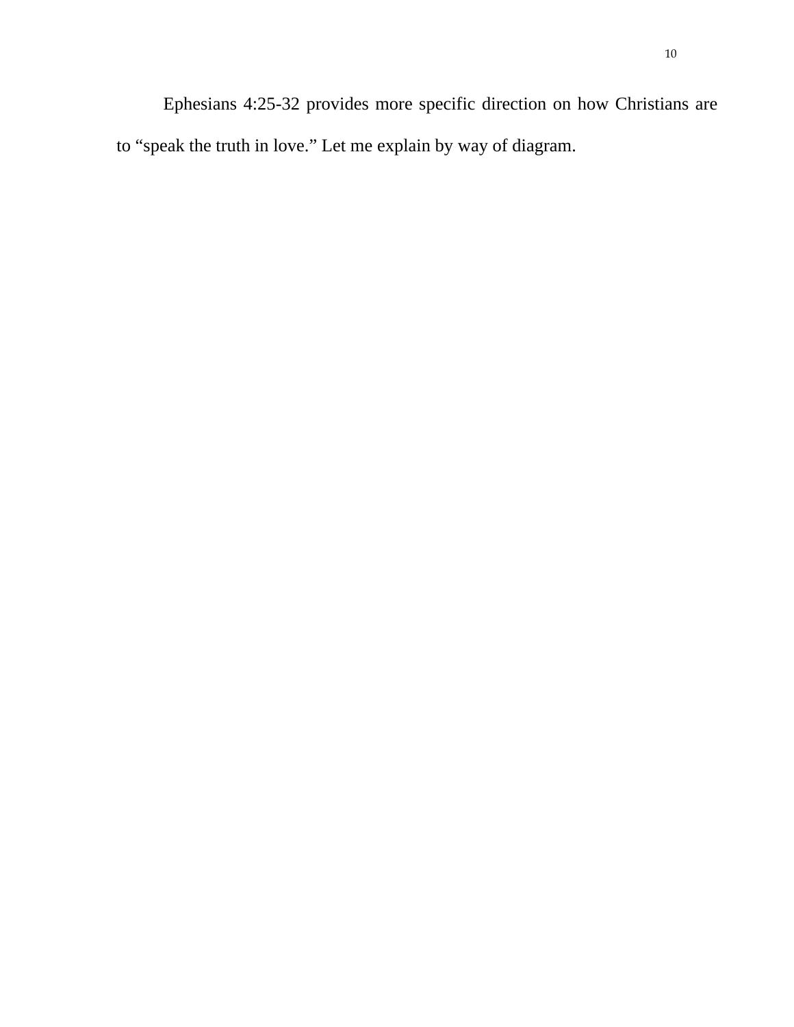Ephesians 4:25-32 provides more specific direction on how Christians are to “speak the truth in love.” Let me explain by way of diagram.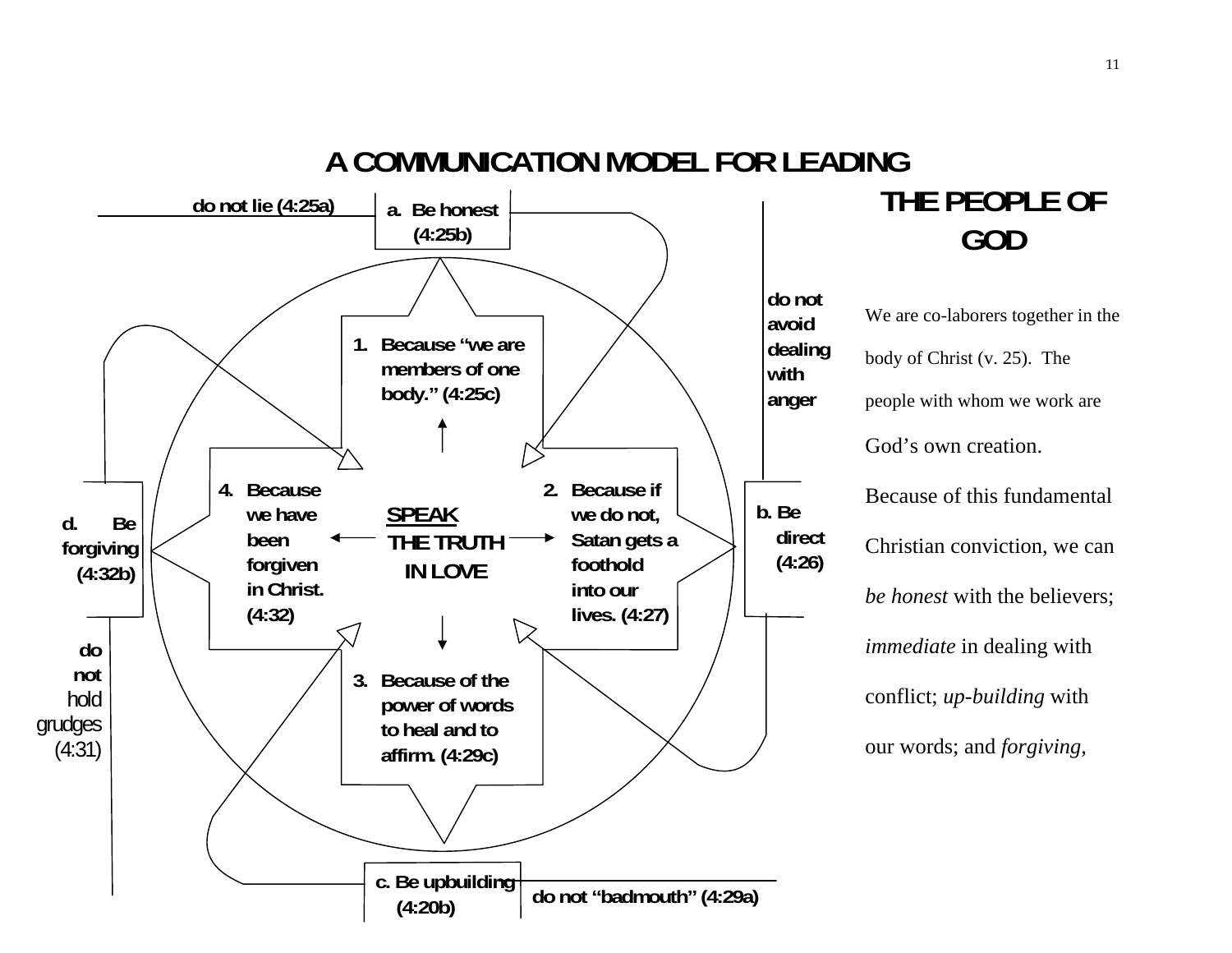# A COMMUNICATION MODEL FOR LEADING THE PEOPLE OF GOD

do not lie (4:25a)

a. Be honest (4:25b)

do not avoid dealing with anger

b. Be direct (4:26)

c. Be upbuilding (4:20b)

do not "badmouth" (4:29a)

d. Be forgiving (4:32b)

do not hold grudges (4:31)

**SPEAK THE TRUTH IN LOVE**

1. Because "we are members of one body." (4:25c)
2. Because if we do not, Satan gets a foothold into our lives. (4:27)
3. Because of the power of words to heal and to affirm. (4:29c)
4. Because we have been forgiven in Christ. (4:32)

We are co-laborers together in the body of Christ (v. 25). The people with whom we work are God's own creation. Because of this fundamental Christian conviction, we can *be honest* with the believers; *immediate* in dealing with conflict; *up-building* with our words; and *forgiving*,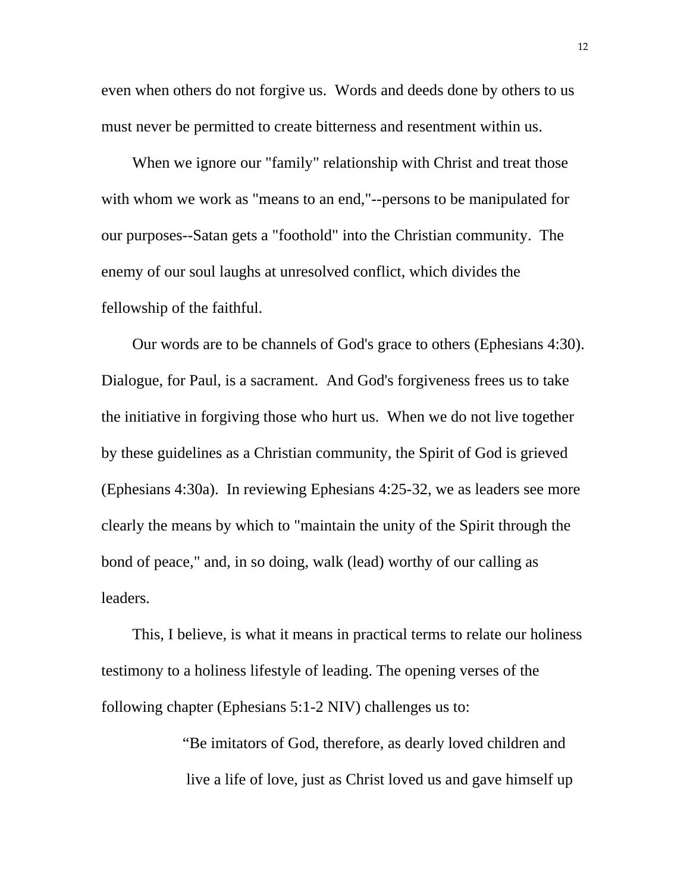even when others do not forgive us.  Words and deeds done by others to us must never be permitted to create bitterness and resentment within us.

When we ignore our "family" relationship with Christ and treat those with whom we work as "means to an end,"--persons to be manipulated for our purposes--Satan gets a "foothold" into the Christian community.  The enemy of our soul laughs at unresolved conflict, which divides the fellowship of the faithful.

Our words are to be channels of God's grace to others (Ephesians 4:30).  Dialogue, for Paul, is a sacrament.  And God's forgiveness frees us to take the initiative in forgiving those who hurt us.  When we do not live together by these guidelines as a Christian community, the Spirit of God is grieved (Ephesians 4:30a).  In reviewing Ephesians 4:25-32, we as leaders see more clearly the means by which to "maintain the unity of the Spirit through the bond of peace," and, in so doing, walk (lead) worthy of our calling as leaders.

This, I believe, is what it means in practical terms to relate our holiness testimony to a holiness lifestyle of leading. The opening verses of the following chapter (Ephesians 5:1-2 NIV) challenges us to:

> "Be imitators of God, therefore, as dearly loved children and live a life of love, just as Christ loved us and gave himself up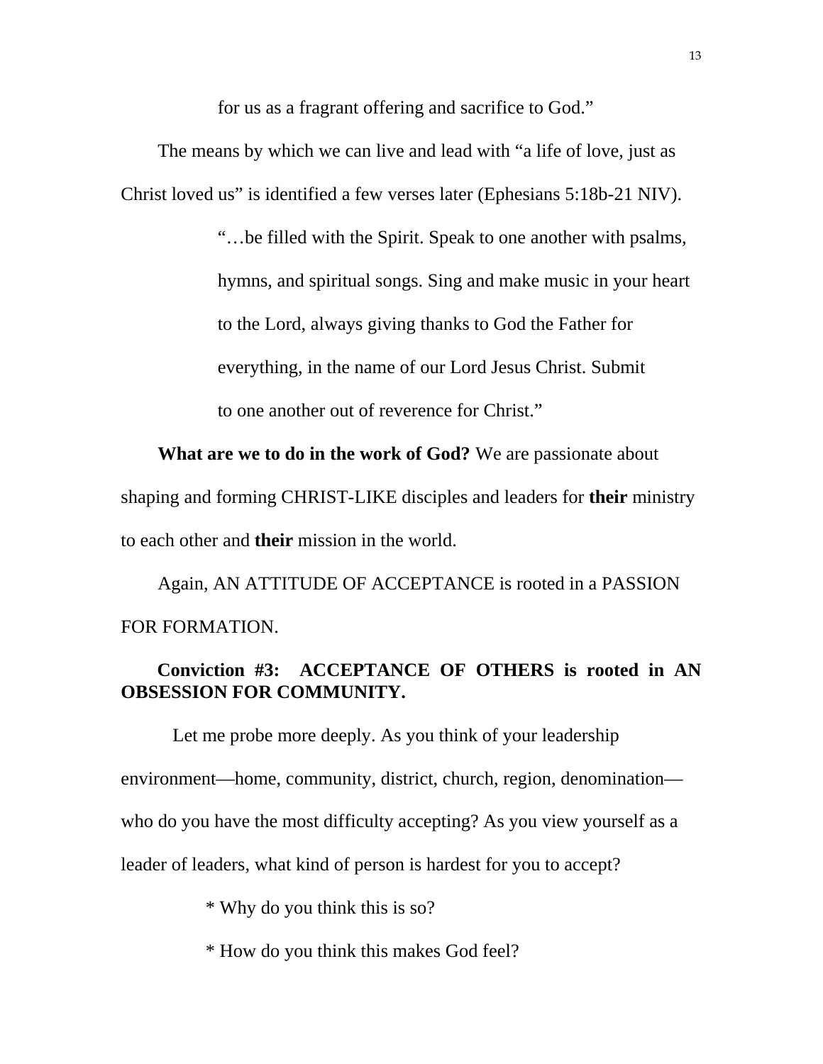> for us as a fragrant offering and sacrifice to God."

The means by which we can live and lead with "a life of love, just as Christ loved us" is identified a few verses later (Ephesians 5:18b-21 NIV).

> "…be filled with the Spirit. Speak to one another with psalms, hymns, and spiritual songs. Sing and make music in your heart to the Lord, always giving thanks to God the Father for everything, in the name of our Lord Jesus Christ. Submit to one another out of reverence for Christ."

**What are we to do in the work of God?** We are passionate about shaping and forming CHRIST-LIKE disciples and leaders for **their** ministry to each other and **their** mission in the world.

Again, AN ATTITUDE OF ACCEPTANCE is rooted in a PASSION FOR FORMATION.

**Conviction #3: ACCEPTANCE OF OTHERS is rooted in AN OBSESSION FOR COMMUNITY.**

Let me probe more deeply. As you think of your leadership environment—home, community, district, church, region, denomination—who do you have the most difficulty accepting? As you view yourself as a leader of leaders, what kind of person is hardest for you to accept?

* Why do you think this is so?
* How do you think this makes God feel?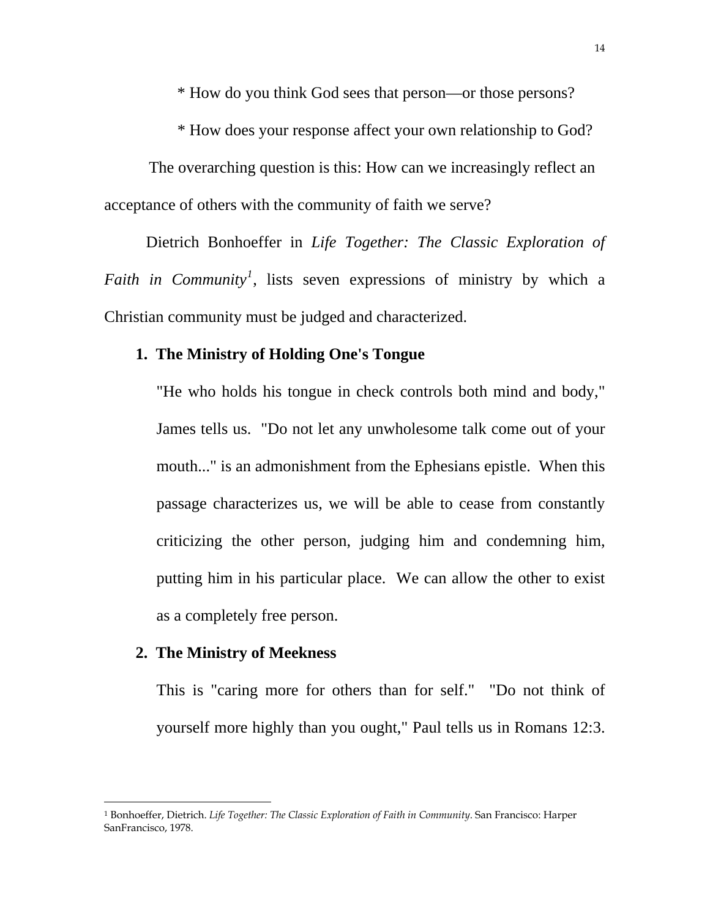* How do you think God sees that person—or those persons?

* How does your response affect your own relationship to God?

The overarching question is this: How can we increasingly reflect an acceptance of others with the community of faith we serve?

Dietrich Bonhoeffer in *Life Together: The Classic Exploration of Faith in Community*[1], lists seven expressions of ministry by which a Christian community must be judged and characterized.

1. **The Ministry of Holding One's Tongue**

   "He who holds his tongue in check controls both mind and body," James tells us. "Do not let any unwholesome talk come out of your mouth..." is an admonishment from the Ephesians epistle. When this passage characterizes us, we will be able to cease from constantly criticizing the other person, judging him and condemning him, putting him in his particular place. We can allow the other to exist as a completely free person.

2. **The Ministry of Meekness**

   This is "caring more for others than for self." "Do not think of yourself more highly than you ought," Paul tells us in Romans 12:3.

---

[1] Bonhoeffer, Dietrich. *Life Together: The Classic Exploration of Faith in Community*. San Francisco: Harper SanFrancisco, 1978.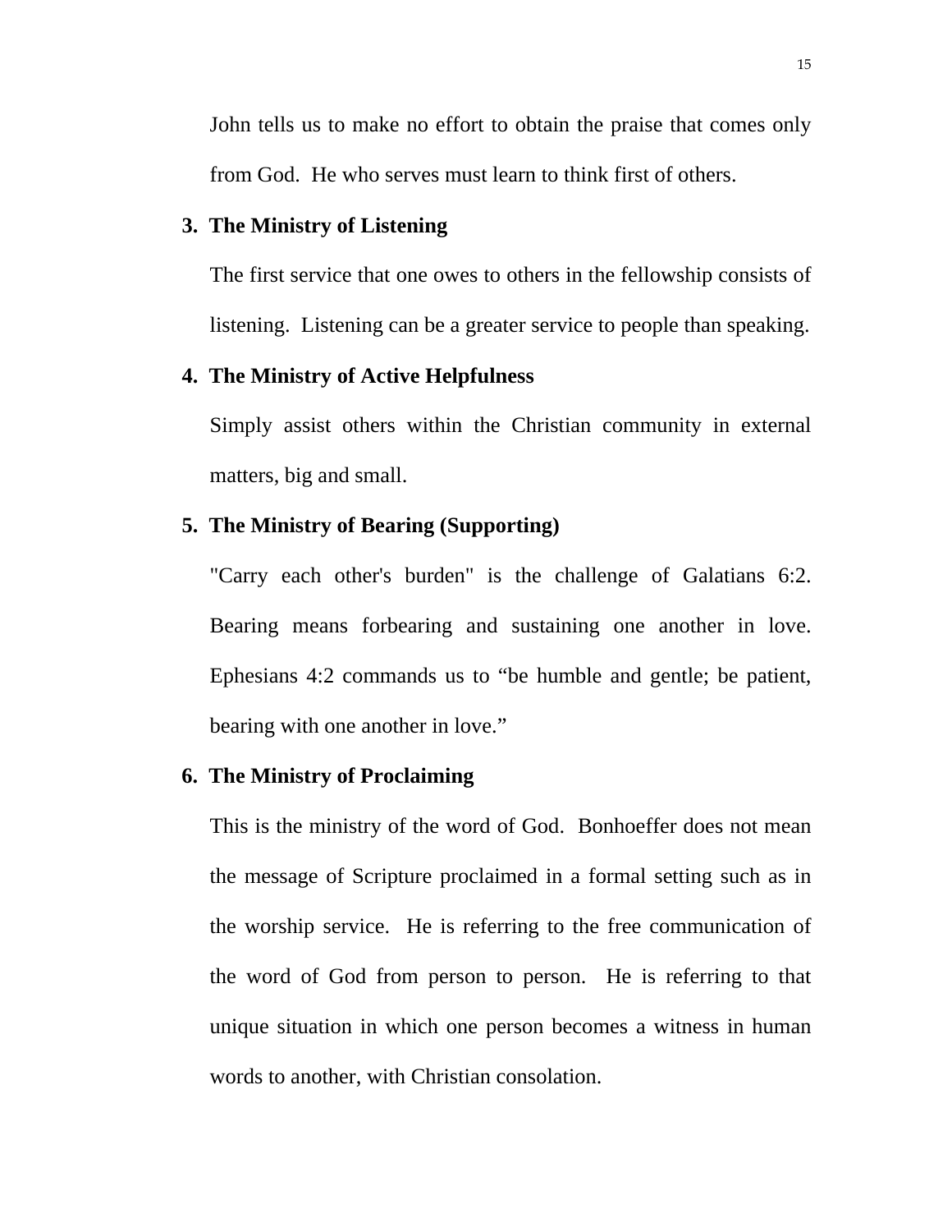John tells us to make no effort to obtain the praise that comes only from God. He who serves must learn to think first of others.

3. **The Ministry of Listening**

   The first service that one owes to others in the fellowship consists of listening. Listening can be a greater service to people than speaking.

4. **The Ministry of Active Helpfulness**

   Simply assist others within the Christian community in external matters, big and small.

5. **The Ministry of Bearing (Supporting)**

   "Carry each other's burden" is the challenge of Galatians 6:2. Bearing means forbearing and sustaining one another in love. Ephesians 4:2 commands us to "be humble and gentle; be patient, bearing with one another in love."

6. **The Ministry of Proclaiming**

   This is the ministry of the word of God. Bonhoeffer does not mean the message of Scripture proclaimed in a formal setting such as in the worship service. He is referring to the free communication of the word of God from person to person. He is referring to that unique situation in which one person becomes a witness in human words to another, with Christian consolation.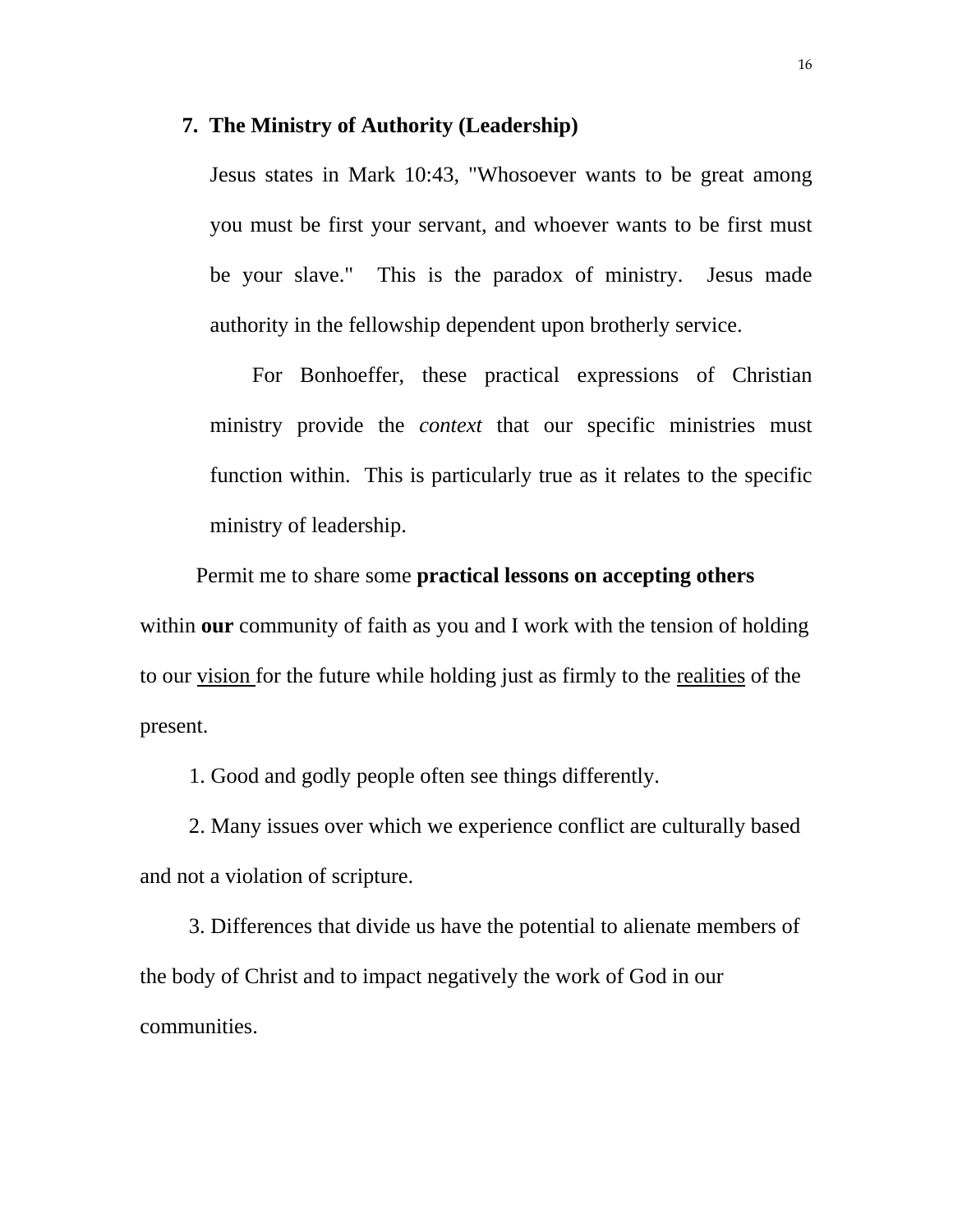**7. The Ministry of Authority (Leadership)**

Jesus states in Mark 10:43, "Whosoever wants to be great among you must be first your servant, and whoever wants to be first must be your slave." This is the paradox of ministry. Jesus made authority in the fellowship dependent upon brotherly service.

For Bonhoeffer, these practical expressions of Christian ministry provide the *context* that our specific ministries must function within. This is particularly true as it relates to the specific ministry of leadership.

Permit me to share some **practical lessons on accepting others** within **our** community of faith as you and I work with the tension of holding to our <u>vision</u> for the future while holding just as firmly to the <u>realities</u> of the present.

1. Good and godly people often see things differently.

2. Many issues over which we experience conflict are culturally based and not a violation of scripture.

3. Differences that divide us have the potential to alienate members of the body of Christ and to impact negatively the work of God in our communities.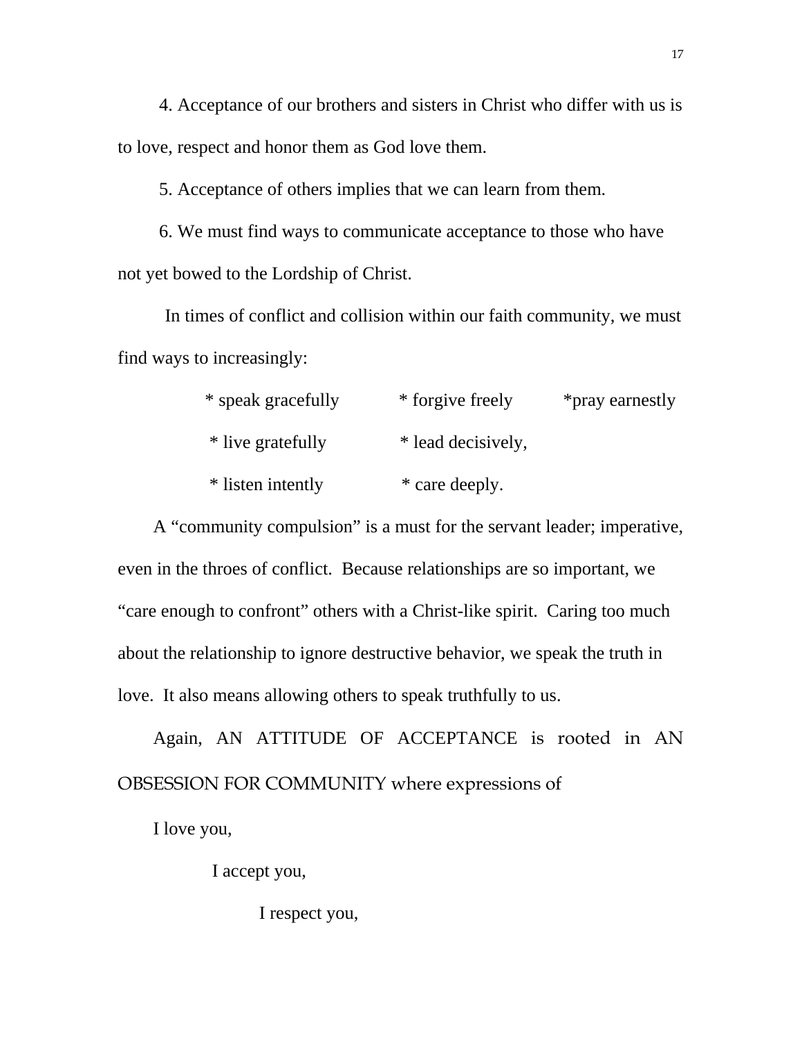4. Acceptance of our brothers and sisters in Christ who differ with us is to love, respect and honor them as God love them.

5. Acceptance of others implies that we can learn from them.

6. We must find ways to communicate acceptance to those who have not yet bowed to the Lordship of Christ.

In times of conflict and collision within our faith community, we must find ways to increasingly:

* speak gracefully * forgive freely *pray earnestly
* live gratefully * lead decisively,
* listen intently * care deeply.

A “community compulsion” is a must for the servant leader; imperative, even in the throes of conflict. Because relationships are so important, we “care enough to confront” others with a Christ-like spirit. Caring too much about the relationship to ignore destructive behavior, we speak the truth in love. It also means allowing others to speak truthfully to us.

Again, AN ATTITUDE OF ACCEPTANCE is rooted in AN OBSESSION FOR COMMUNITY where expressions of

I love you,

I accept you,

I respect you,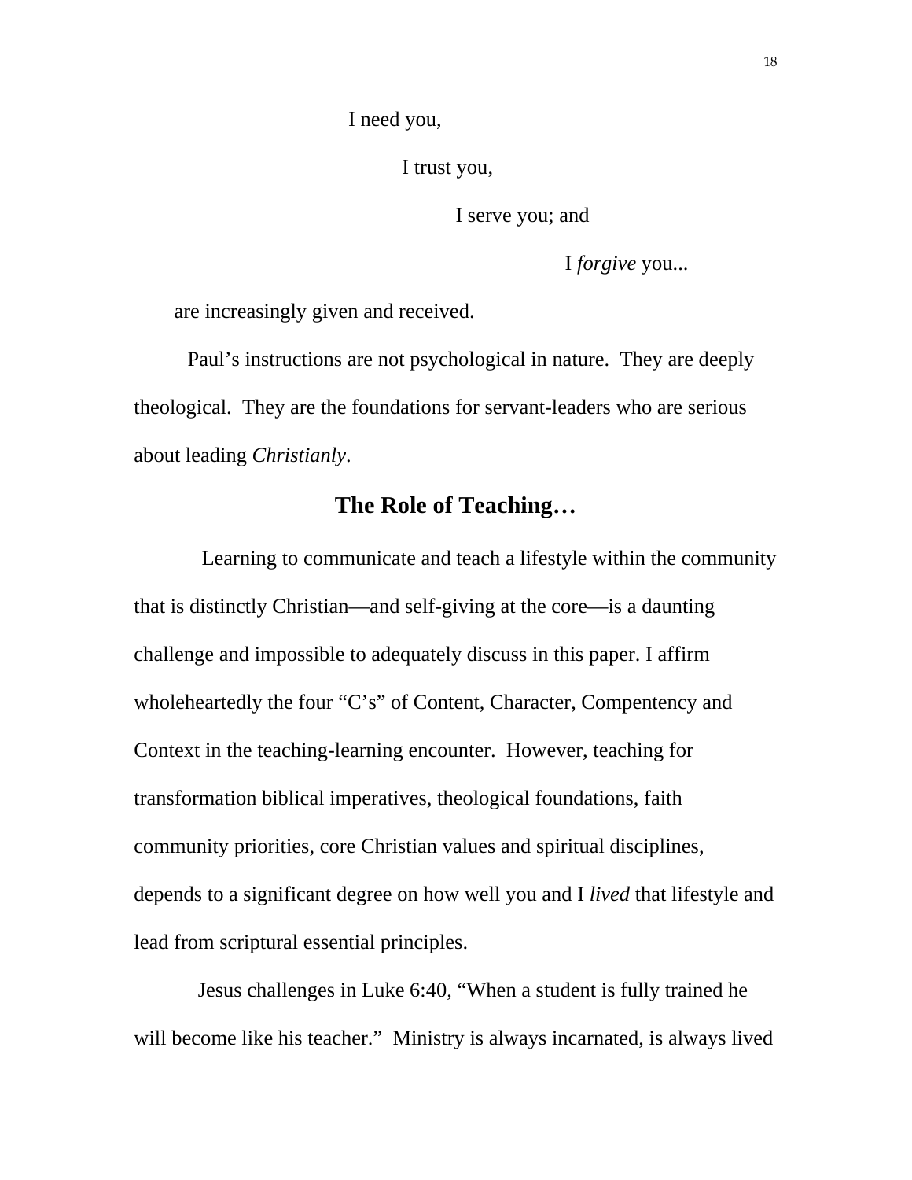I need you,

I trust you,

I serve you; and

I *forgive* you...

are increasingly given and received.

Paul's instructions are not psychological in nature. They are deeply theological. They are the foundations for servant-leaders who are serious about leading *Christianly*.

## The Role of Teaching…

Learning to communicate and teach a lifestyle within the community that is distinctly Christian—and self-giving at the core—is a daunting challenge and impossible to adequately discuss in this paper. I affirm wholeheartedly the four "C's" of Content, Character, Compentency and Context in the teaching-learning encounter. However, teaching for transformation biblical imperatives, theological foundations, faith community priorities, core Christian values and spiritual disciplines, depends to a significant degree on how well you and I *lived* that lifestyle and lead from scriptural essential principles.

Jesus challenges in Luke 6:40, "When a student is fully trained he will become like his teacher." Ministry is always incarnated, is always lived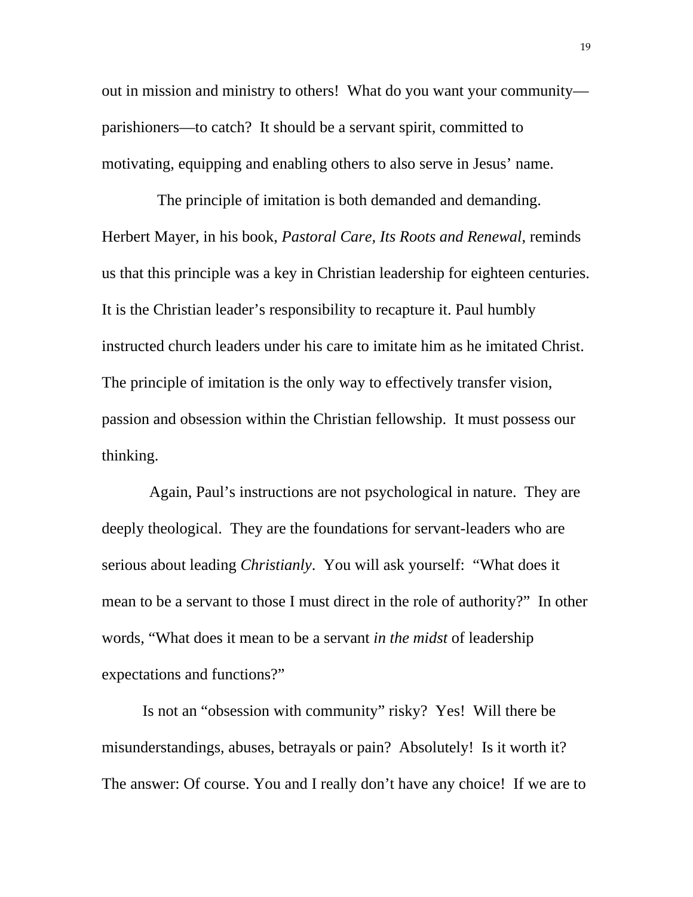out in mission and ministry to others!  What do you want your community—parishioners—to catch?  It should be a servant spirit, committed to motivating, equipping and enabling others to also serve in Jesus' name.

The principle of imitation is both demanded and demanding. Herbert Mayer, in his book, *Pastoral Care, Its Roots and Renewal*, reminds us that this principle was a key in Christian leadership for eighteen centuries. It is the Christian leader's responsibility to recapture it. Paul humbly instructed church leaders under his care to imitate him as he imitated Christ. The principle of imitation is the only way to effectively transfer vision, passion and obsession within the Christian fellowship.  It must possess our thinking.

Again, Paul's instructions are not psychological in nature.  They are deeply theological.  They are the foundations for servant-leaders who are serious about leading *Christianly*.  You will ask yourself:  "What does it mean to be a servant to those I must direct in the role of authority?"  In other words, "What does it mean to be a servant *in the midst* of leadership expectations and functions?"

Is not an "obsession with community" risky?  Yes!  Will there be misunderstandings, abuses, betrayals or pain?  Absolutely!  Is it worth it? The answer: Of course. You and I really don't have any choice!  If we are to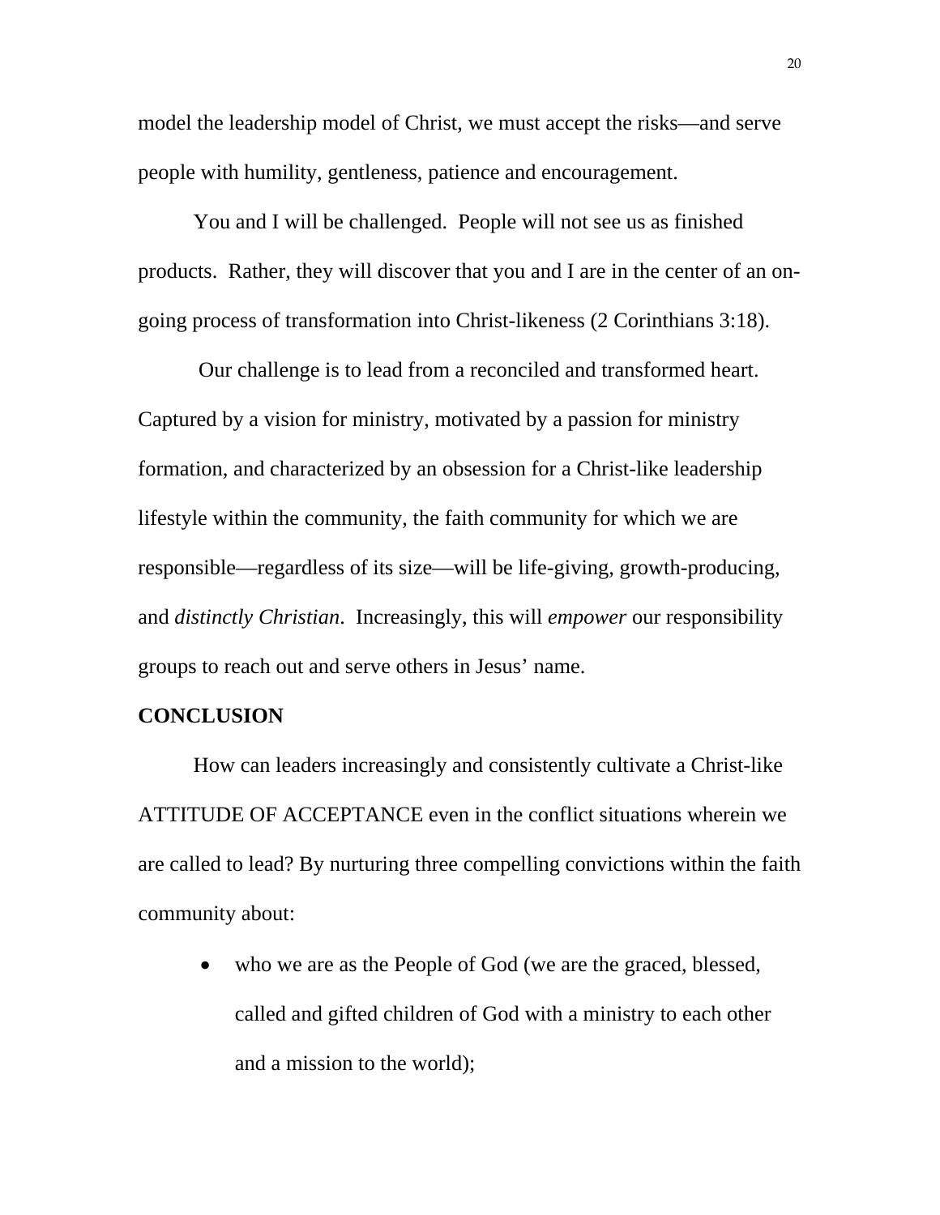model the leadership model of Christ, we must accept the risks—and serve people with humility, gentleness, patience and encouragement.

You and I will be challenged. People will not see us as finished products. Rather, they will discover that you and I are in the center of an on-going process of transformation into Christ-likeness (2 Corinthians 3:18).

Our challenge is to lead from a reconciled and transformed heart. Captured by a vision for ministry, motivated by a passion for ministry formation, and characterized by an obsession for a Christ-like leadership lifestyle within the community, the faith community for which we are responsible—regardless of its size—will be life-giving, growth-producing, and *distinctly Christian*. Increasingly, this will *empower* our responsibility groups to reach out and serve others in Jesus' name.

**CONCLUSION**

How can leaders increasingly and consistently cultivate a Christ-like ATTITUDE OF ACCEPTANCE even in the conflict situations wherein we are called to lead? By nurturing three compelling convictions within the faith community about:

- who we are as the People of God (we are the graced, blessed, called and gifted children of God with a ministry to each other and a mission to the world);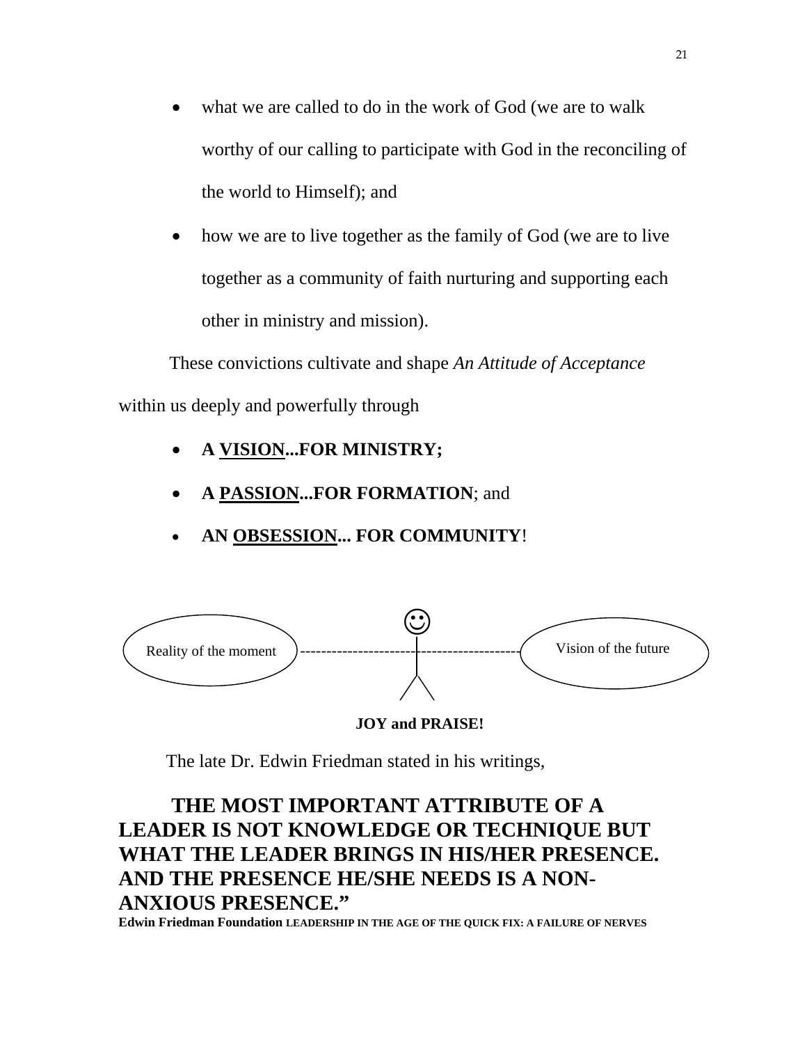- what we are called to do in the work of God (we are to walk worthy of our calling to participate with God in the reconciling of the world to Himself); and
- how we are to live together as the family of God (we are to live together as a community of faith nurturing and supporting each other in ministry and mission).

These convictions cultivate and shape *An Attitude of Acceptance* within us deeply and powerfully through

- **A <u>VISION</u>...FOR MINISTRY;**
- **A <u>PASSION</u>...FOR FORMATION**; and
- **AN <u>OBSESSION</u>... FOR COMMUNITY**!

Reality of the moment ---------------------------------------- Vision of the future

**JOY and PRAISE!**

The late Dr. Edwin Friedman stated in his writings,

**THE MOST IMPORTANT ATTRIBUTE OF A LEADER IS NOT KNOWLEDGE OR TECHNIQUE BUT WHAT THE LEADER BRINGS IN HIS/HER PRESENCE. AND THE PRESENCE HE/SHE NEEDS IS A NON-ANXIOUS PRESENCE."**

**Edwin Friedman Foundation LEADERSHIP IN THE AGE OF THE QUICK FIX: A FAILURE OF NERVES**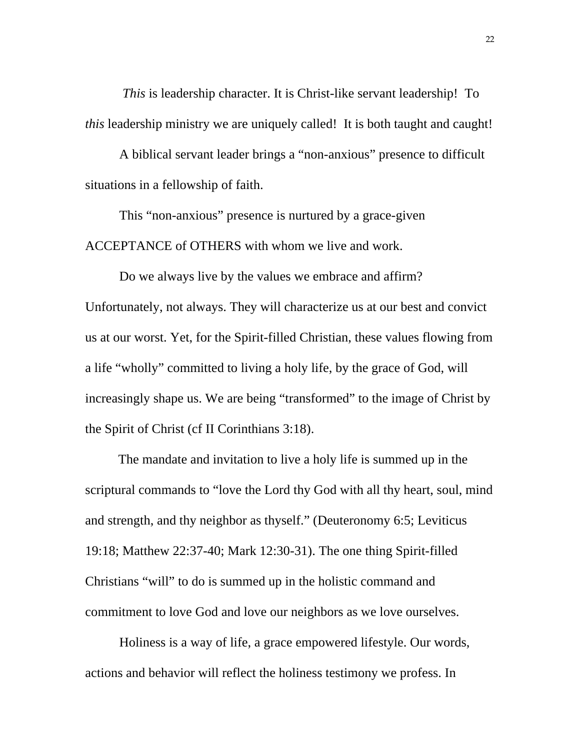*This* is leadership character. It is Christ-like servant leadership! To *this* leadership ministry we are uniquely called! It is both taught and caught!

A biblical servant leader brings a "non-anxious" presence to difficult situations in a fellowship of faith.

This "non-anxious" presence is nurtured by a grace-given ACCEPTANCE of OTHERS with whom we live and work.

Do we always live by the values we embrace and affirm? Unfortunately, not always. They will characterize us at our best and convict us at our worst. Yet, for the Spirit-filled Christian, these values flowing from a life "wholly" committed to living a holy life, by the grace of God, will increasingly shape us. We are being "transformed" to the image of Christ by the Spirit of Christ (cf II Corinthians 3:18).

The mandate and invitation to live a holy life is summed up in the scriptural commands to "love the Lord thy God with all thy heart, soul, mind and strength, and thy neighbor as thyself." (Deuteronomy 6:5; Leviticus 19:18; Matthew 22:37-40; Mark 12:30-31). The one thing Spirit-filled Christians "will" to do is summed up in the holistic command and commitment to love God and love our neighbors as we love ourselves.

Holiness is a way of life, a grace empowered lifestyle. Our words, actions and behavior will reflect the holiness testimony we profess. In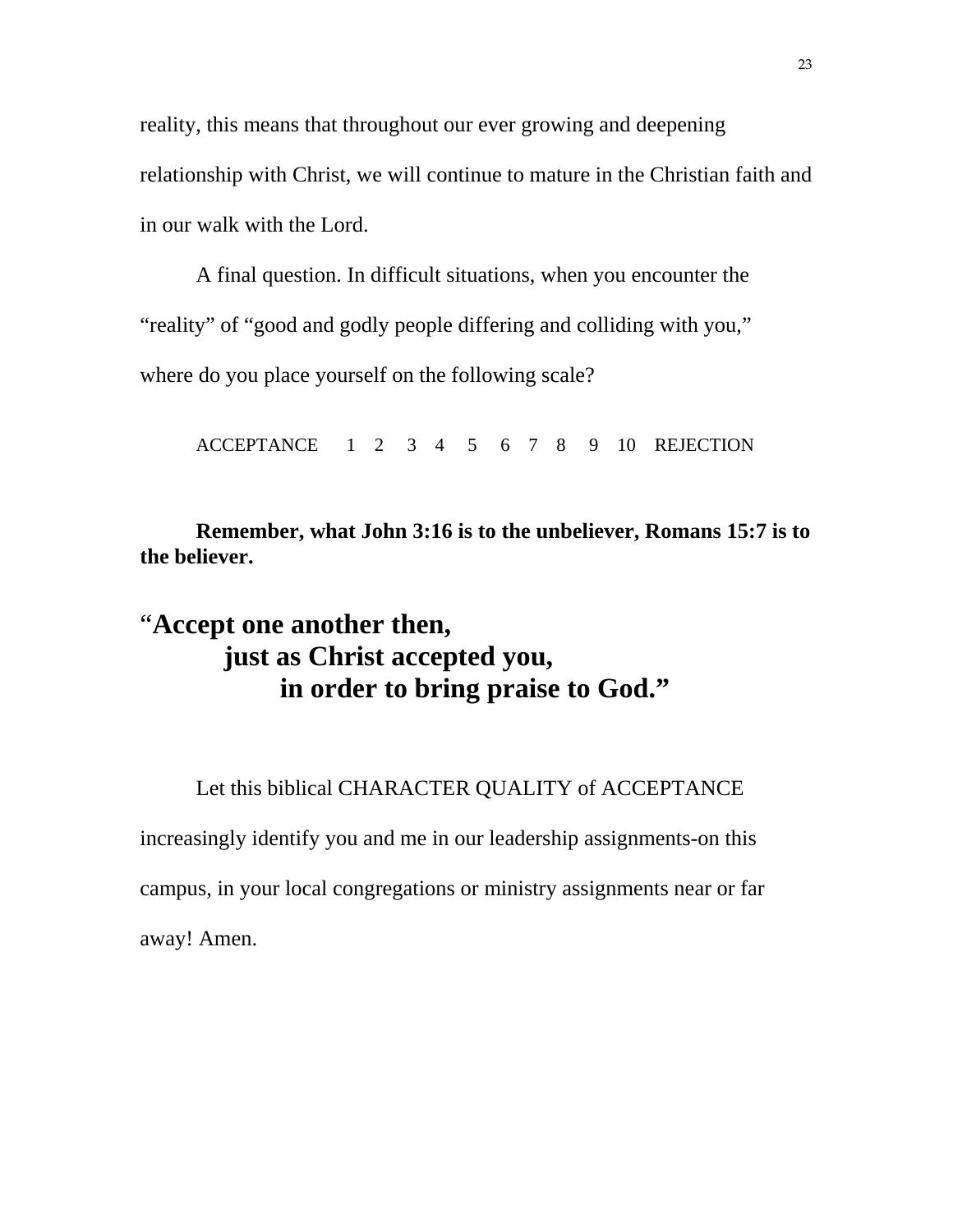reality, this means that throughout our ever growing and deepening relationship with Christ, we will continue to mature in the Christian faith and in our walk with the Lord.

A final question. In difficult situations, when you encounter the "reality" of "good and godly people differing and colliding with you," where do you place yourself on the following scale?

ACCEPTANCE 1 2 3 4 5 6 7 8 9 10 REJECTION

**Remember, what John 3:16 is to the unbeliever, Romans 15:7 is to the believer.**

**"Accept one another then,**
**just as Christ accepted you,**
**in order to bring praise to God."**

Let this biblical CHARACTER QUALITY of ACCEPTANCE increasingly identify you and me in our leadership assignments-on this campus, in your local congregations or ministry assignments near or far away! Amen.